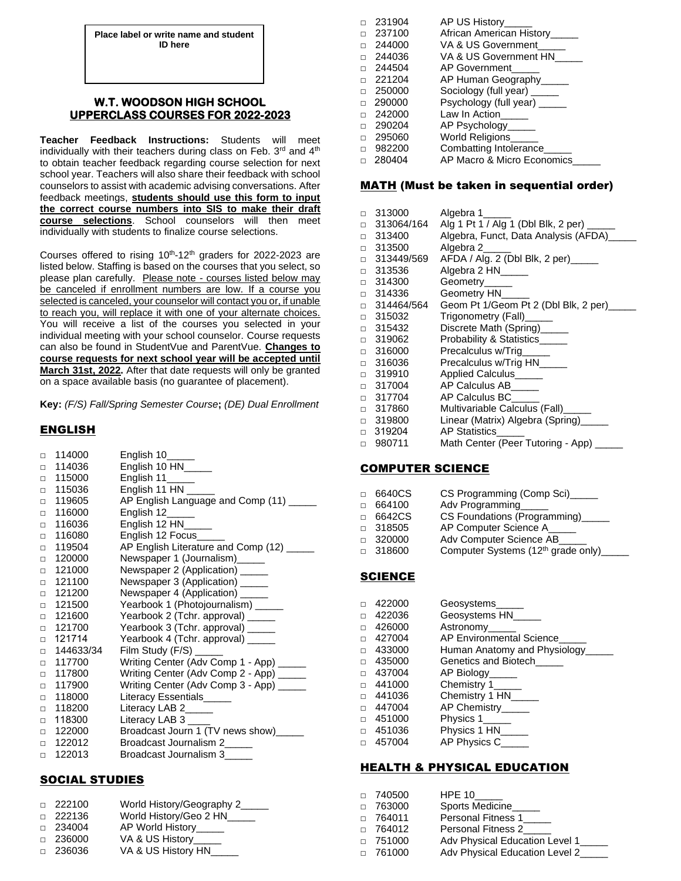Place label or write name and student ID here

## W.T. WOODSON HIGH SCHOOL
## UPPERCLASS COURSES FOR 2022-2023

**Teacher Feedback Instructions:** Students will meet individually with their teachers during class on Feb. 3rd and 4th to obtain teacher feedback regarding course selection for next school year. Teachers will also share their feedback with school counselors to assist with academic advising conversations. After feedback meetings, **students should use this form to input the correct course numbers into SIS to make their draft course selections**. School counselors will then meet individually with students to finalize course selections.

Courses offered to rising 10th-12th graders for 2022-2023 are listed below. Staffing is based on the courses that you select, so please plan carefully. Please note - courses listed below may be canceled if enrollment numbers are low. If a course you selected is canceled, your counselor will contact you or, if unable to reach you, will replace it with one of your alternate choices. You will receive a list of the courses you selected in your individual meeting with your school counselor. Course requests can also be found in StudentVue and ParentVue. **Changes to course requests for next school year will be accepted until March 31st, 2022.** After that date requests will only be granted on a space available basis (no guarantee of placement).

**Key:** *(F/S) Fall/Spring Semester Course*; *(DE) Dual Enrollment*

### ENGLISH

- □ 114000 English 10_____
- □ 114036 English 10 HN_____
- □ 115000 English 11_____
- □ 115036 English 11 HN _____
- □ 119605 AP English Language and Comp (11) _____
- □ 116000 English 12_____
- □ 116036 English 12 HN_____
- □ 116080 English 12 Focus_____
- □ 119504 AP English Literature and Comp (12) _____
- □ 120000 Newspaper 1 (Journalism)_____
- □ 121000 Newspaper 2 (Application) _____
- □ 121100 Newspaper 3 (Application) _____
- □ 121200 Newspaper 4 (Application) _____
- □ 121500 Yearbook 1 (Photojournalism) _____
- □ 121600 Yearbook 2 (Tchr. approval) _____
- □ 121700 Yearbook 3 (Tchr. approval) _____
- □ 121714 Yearbook 4 (Tchr. approval) _____
- □ 144633/34 Film Study (F/S) _____
- □ 117700 Writing Center (Adv Comp 1 - App) _____
- □ 117800 Writing Center (Adv Comp 2 - App) _____
- □ 117900 Writing Center (Adv Comp 3 - App) _____
- □ 118000 Literacy Essentials_____
- □ 118200 Literacy LAB 2_____
- □ 118300 Literacy LAB 3 _____
- □ 122000 Broadcast Journ 1 (TV news show)_____
- □ 122012 Broadcast Journalism 2_____
- □ 122013 Broadcast Journalism 3_____

### SOCIAL STUDIES

- □ 222100 World History/Geography 2_____
- □ 222136 World History/Geo 2 HN_____
- □ 234004 AP World History_____
- □ 236000 VA & US History_____
- □ 236036 VA & US History HN_____
- □ 231904 AP US History_____
- □ 237100 African American History_____
- □ 244000 VA & US Government_____
- □ 244036 VA & US Government HN_____
- □ 244504 AP Government_____
- □ 221204 AP Human Geography_____
- □ 250000 Sociology (full year) _____
- □ 290000 Psychology (full year) _____
- □ 242000 Law In Action_____
- □ 290204 AP Psychology_____
- □ 295060 World Religions_____
- □ 982200 Combatting Intolerance_____
- □ 280404 AP Macro & Micro Economics_____

### MATH (Must be taken in sequential order)

- □ 313000 Algebra 1_____
- □ 313064/164 Alg 1 Pt 1 / Alg 1 (Dbl Blk, 2 per) _____
- □ 313400 Algebra, Funct, Data Analysis (AFDA)_____
- □ 313500 Algebra 2_____
- □ 313449/569 AFDA / Alg. 2 (Dbl Blk, 2 per)_____
- □ 313536 Algebra 2 HN_____
- □ 314300 Geometry_____
- □ 314336 Geometry HN_____
- □ 314464/564 Geom Pt 1/Geom Pt 2 (Dbl Blk, 2 per)_____
- □ 315032 Trigonometry (Fall)_____
- □ 315432 Discrete Math (Spring)_____
- □ 319062 Probability & Statistics_____
- □ 316000 Precalculus w/Trig_____
- □ 316036 Precalculus w/Trig HN_____
- □ 319910 Applied Calculus_____
- □ 317004 AP Calculus AB_____
- □ 317704 AP Calculus BC_____
- □ 317860 Multivariable Calculus (Fall)_____
- □ 319800 Linear (Matrix) Algebra (Spring)_____
- □ 319204 AP Statistics_____
- □ 980711 Math Center (Peer Tutoring - App) _____

### COMPUTER SCIENCE

- □ 6640CS CS Programming (Comp Sci)_____
- □ 664100 Adv Programming_____
- □ 6642CS CS Foundations (Programming)_____
- □ 318505 AP Computer Science A_____
- □ 320000 Adv Computer Science AB_____
- □ 318600 Computer Systems (12th grade only)_____

### SCIENCE

- □ 422000 Geosystems_____
- □ 422036 Geosystems HN_____
- □ 426000 Astronomy_____
- □ 427004 AP Environmental Science_____
- □ 433000 Human Anatomy and Physiology_____
- □ 435000 Genetics and Biotech_____
- □ 437004 AP Biology_____
- □ 441000 Chemistry 1_____
- □ 441036 Chemistry 1 HN_____
- □ 447004 AP Chemistry_____
- □ 451000 Physics 1_____
- □ 451036 Physics 1 HN_____
- □ 457004 AP Physics C_____

### HEALTH & PHYSICAL EDUCATION

- □ 740500 HPE 10_____
- □ 763000 Sports Medicine_____
- □ 764011 Personal Fitness 1_____
- □ 764012 Personal Fitness 2_____
- □ 751000 Adv Physical Education Level 1_____
- □ 761000 Adv Physical Education Level 2_____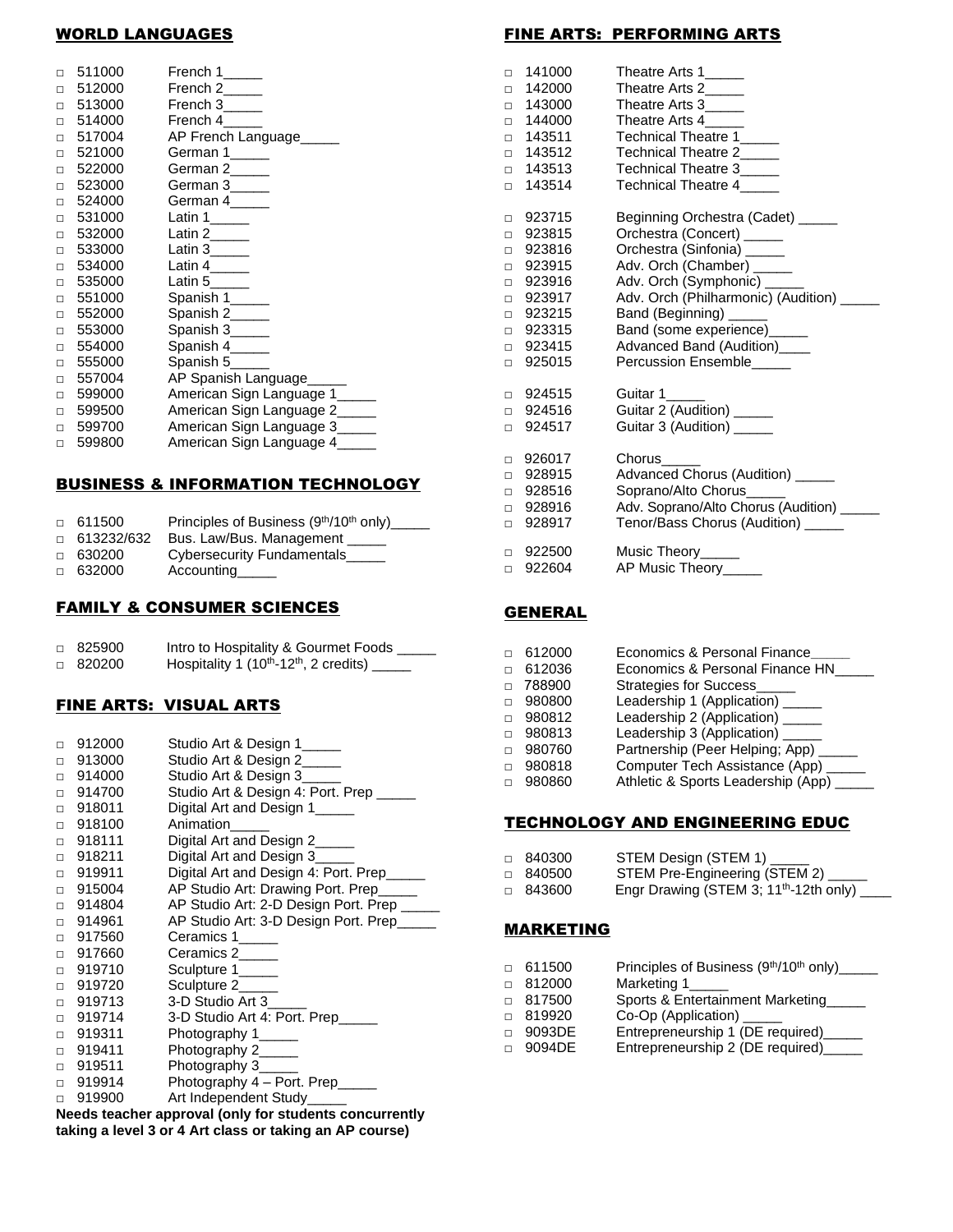## WORLD LANGUAGES

- □ 511000 French 1_____
- □ 512000 French 2_____
- □ 513000 French 3_____
- □ 514000 French 4_____
- □ 517004 AP French Language_____
- □ 521000 German 1_____
- □ 522000 German 2_____
- □ 523000 German 3_____
- □ 524000 German 4_____
- □ 531000 Latin 1_____
- □ 532000 Latin 2_____
- □ 533000 Latin 3_____
- □ 534000 Latin 4_____
- □ 535000 Latin 5_____
- □ 551000 Spanish 1_____
- □ 552000 Spanish 2_____
- □ 553000 Spanish 3_____
- □ 554000 Spanish 4_____
- □ 555000 Spanish 5_____
- □ 557004 AP Spanish Language_____
- □ 599000 American Sign Language 1_____
- □ 599500 American Sign Language 2_____
- □ 599700 American Sign Language 3_____
- □ 599800 American Sign Language 4_____

## BUSINESS & INFORMATION TECHNOLOGY

- □ 611500 Principles of Business (9th/10th only)_____
- □ 613232/632 Bus. Law/Bus. Management _____
- □ 630200 Cybersecurity Fundamentals_____
- □ 632000 Accounting_____

## FAMILY & CONSUMER SCIENCES

- □ 825900 Intro to Hospitality & Gourmet Foods _____
- □ 820200 Hospitality 1 (10th-12th, 2 credits) _____

## FINE ARTS: VISUAL ARTS

- □ 912000 Studio Art & Design 1_____
- □ 913000 Studio Art & Design 2_____
- □ 914000 Studio Art & Design 3_____
- □ 914700 Studio Art & Design 4: Port. Prep _____
- □ 918011 Digital Art and Design 1_____
- □ 918100 Animation_____
- □ 918111 Digital Art and Design 2_____
- □ 918211 Digital Art and Design 3_____
- □ 919911 Digital Art and Design 4: Port. Prep_____
- □ 915004 AP Studio Art: Drawing Port. Prep_____
- □ 914804 AP Studio Art: 2-D Design Port. Prep _____
- □ 914961 AP Studio Art: 3-D Design Port. Prep_____
- □ 917560 Ceramics 1_____
- □ 917660 Ceramics 2_____
- □ 919710 Sculpture 1_____
- □ 919720 Sculpture 2_____
- □ 919713 3-D Studio Art 3_____
- □ 919714 3-D Studio Art 4: Port. Prep_____
- □ 919311 Photography 1_____
- □ 919411 Photography 2_____
- □ 919511 Photography 3_____
- □ 919914 Photography 4 – Port. Prep_____
- □ 919900 Art Independent Study_____

**Needs teacher approval (only for students concurrently taking a level 3 or 4 Art class or taking an AP course)**

## FINE ARTS: PERFORMING ARTS

- □ 141000 Theatre Arts 1_____
- □ 142000 Theatre Arts 2_____
- □ 143000 Theatre Arts 3_____
- □ 144000 Theatre Arts 4_____
- □ 143511 Technical Theatre 1_____
- □ 143512 Technical Theatre 2_____
- □ 143513 Technical Theatre 3_____
- □ 143514 Technical Theatre 4_____

- □ 923715 Beginning Orchestra (Cadet) _____
- □ 923815 Orchestra (Concert) _____
- □ 923816 Orchestra (Sinfonia) _____
- □ 923915 Adv. Orch (Chamber) _____
- □ 923916 Adv. Orch (Symphonic) _____
- □ 923917 Adv. Orch (Philharmonic) (Audition) _____
- □ 923215 Band (Beginning) _____
- □ 923315 Band (some experience)_____
- □ 923415 Advanced Band (Audition)____
- □ 925015 Percussion Ensemble_____

- □ 924515 Guitar 1_____
- □ 924516 Guitar 2 (Audition) _____
- □ 924517 Guitar 3 (Audition) _____

- □ 926017 Chorus_____
- □ 928915 Advanced Chorus (Audition) _____
- □ 928516 Soprano/Alto Chorus_____
- □ 928916 Adv. Soprano/Alto Chorus (Audition) _____
- □ 928917 Tenor/Bass Chorus (Audition) _____

- □ 922500 Music Theory_____
- □ 922604 AP Music Theory_____

## GENERAL

- □ 612000 Economics & Personal Finance_____
- □ 612036 Economics & Personal Finance HN_____
- □ 788900 Strategies for Success_____
- □ 980800 Leadership 1 (Application) _____
- □ 980812 Leadership 2 (Application) _____
- □ 980813 Leadership 3 (Application) _____
- □ 980760 Partnership (Peer Helping; App) _____
- □ 980818 Computer Tech Assistance (App) _____
- □ 980860 Athletic & Sports Leadership (App) _____

## TECHNOLOGY AND ENGINEERING EDUC

- □ 840300 STEM Design (STEM 1) _____
- □ 840500 STEM Pre-Engineering (STEM 2) _____
- □ 843600 Engr Drawing (STEM 3; 11th-12th only) ____

## MARKETING

- □ 611500 Principles of Business (9th/10th only)_____
- □ 812000 Marketing 1_____
- □ 817500 Sports & Entertainment Marketing_____
- □ 819920 Co-Op (Application) _____
- □ 9093DE Entrepreneurship 1 (DE required)_____
- □ 9094DE Entrepreneurship 2 (DE required)_____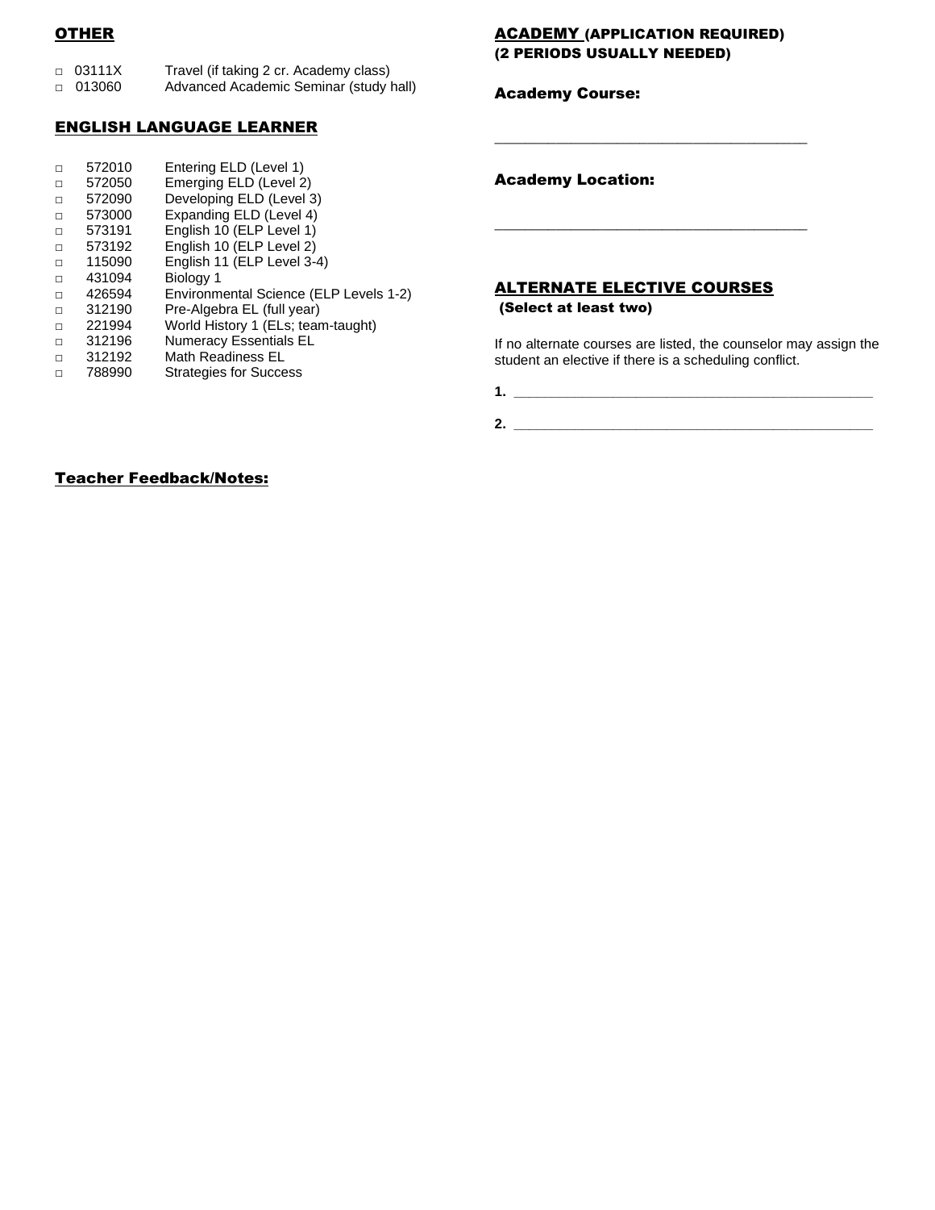## OTHER

- □ 03111X Travel (if taking 2 cr. Academy class)
- □ 013060 Advanced Academic Seminar (study hall)

## ENGLISH LANGUAGE LEARNER

- □ 572010 Entering ELD (Level 1)
- □ 572050 Emerging ELD (Level 2)
- □ 572090 Developing ELD (Level 3)
- □ 573000 Expanding ELD (Level 4)
- □ 573191 English 10 (ELP Level 1)
- □ 573192 English 10 (ELP Level 2)
- □ 115090 English 11 (ELP Level 3-4)
- □ 431094 Biology 1
- □ 426594 Environmental Science (ELP Levels 1-2)
- □ 312190 Pre-Algebra EL (full year)
- □ 221994 World History 1 (ELs; team-taught)
- □ 312196 Numeracy Essentials EL
- □ 312192 Math Readiness EL
- □ 788990 Strategies for Success

## ACADEMY (APPLICATION REQUIRED) (2 PERIODS USUALLY NEEDED)

**Academy Course:**

________________________________________

**Academy Location:**

________________________________________

## ALTERNATE ELECTIVE COURSES

**(Select at least two)**

If no alternate courses are listed, the counselor may assign the student an elective if there is a scheduling conflict.

**1.** ________________________________________________

**2.** ________________________________________________

## Teacher Feedback/Notes: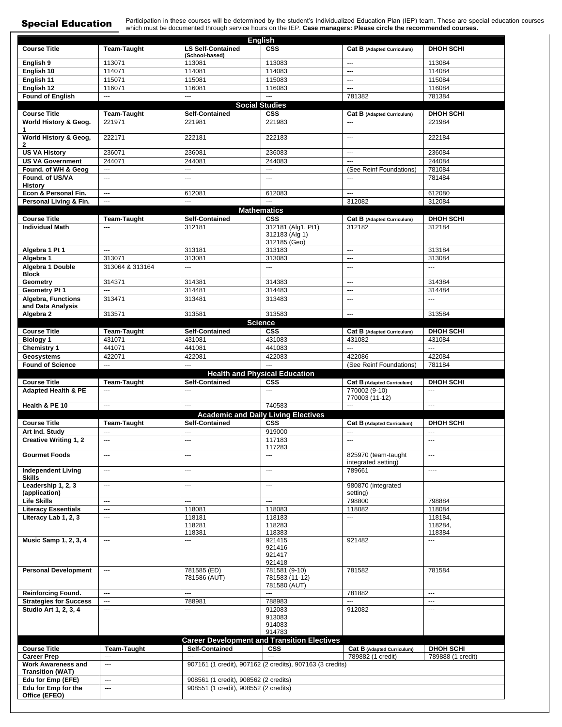## Special Education

Participation in these courses will be determined by the student's Individualized Education Plan (IEP) team. These are special education courses which must be documented through service hours on the IEP. **Case managers: Please circle the recommended courses.**

| **English** | | | | | |
|---|---|---|---|---|---|
| **Course Title** | **Team-Taught** | **LS Self-Contained (School-based)** | **CSS** | **Cat B (Adapted Curriculum)** | **DHOH SCHI** |
| **English 9** | 113071 | 113081 | 113083 | --- | 113084 |
| **English 10** | 114071 | 114081 | 114083 | --- | 114084 |
| **English 11** | 115071 | 115081 | 115083 | --- | 115084 |
| **English 12** | 116071 | 116081 | 116083 | --- | 116084 |
| **Found of English** | --- | --- | --- | 781382 | 781384 |
| **Social Studies** | | | | | |
| **Course Title** | **Team-Taught** | **Self-Contained** | **CSS** | **Cat B (Adapted Curriculum)** | **DHOH SCHI** |
| **World History & Geog. 1** | 221971 | 221981 | 221983 | --- | 221984 |
| **World History & Geog, 2** | 222171 | 222181 | 222183 | --- | 222184 |
| **US VA History** | 236071 | 236081 | 236083 | --- | 236084 |
| **US VA Government** | 244071 | 244081 | 244083 | --- | 244084 |
| **Found. of WH & Geog** | --- | --- | --- | (See Reinf Foundations) | 781084 |
| **Found. of US/VA History** | --- | --- | --- | --- | 781484 |
| **Econ & Personal Fin.** | --- | 612081 | 612083 | --- | 612080 |
| **Personal Living & Fin.** | --- | --- | --- | 312082 | 312084 |
| **Mathematics** | | | | | |
| **Course Title** | **Team-Taught** | **Self-Contained** | **CSS** | **Cat B (Adapted Curriculum)** | **DHOH SCHI** |
| **Individual Math** | --- | 312181 | 312181 (Alg1, Pt1)<br>312183 (Alg 1)<br>312185 (Geo) | 312182 | 312184 |
| **Algebra 1 Pt 1** | --- | 313181 | 313183 | --- | 313184 |
| **Algebra 1** | 313071 | 313081 | 313083 | --- | 313084 |
| **Algebra 1 Double Block** | 313064 & 313164 | --- | --- | --- | --- |
| **Geometry** | 314371 | 314381 | 314383 | --- | 314384 |
| **Geometry Pt 1** | --- | 314481 | 314483 | --- | 314484 |
| **Algebra, Functions and Data Analysis** | 313471 | 313481 | 313483 | --- | --- |
| **Algebra 2** | 313571 | 313581 | 313583 | --- | 313584 |
| **Science** | | | | | |
| **Course Title** | **Team-Taught** | **Self-Contained** | **CSS** | **Cat B (Adapted Curriculum)** | **DHOH SCHI** |
| **Biology 1** | 431071 | 431081 | 431083 | 431082 | 431084 |
| **Chemistry 1** | 441071 | 441081 | 441083 | --- | --- |
| **Geosystems** | 422071 | 422081 | 422083 | 422086 | 422084 |
| **Found of Science** | --- | --- | --- | (See Reinf Foundations) | 781184 |
| **Health and Physical Education** | | | | | |
| **Course Title** | **Team-Taught** | **Self-Contained** | **CSS** | **Cat B (Adapted Curriculum)** | **DHOH SCHI** |
| **Adapted Health & PE** | --- | --- | --- | 770002 (9-10)<br>770003 (11-12) | --- |
| **Health & PE 10** | --- | --- | 740583 | --- | --- |
| **Academic and Daily Living Electives** | | | | | |
| **Course Title** | **Team-Taught** | **Self-Contained** | **CSS** | **Cat B (Adapted Curriculum)** | **DHOH SCHI** |
| **Art Ind. Study** | --- | --- | 919000 | --- | --- |
| **Creative Writing 1, 2** | --- | --- | 117183<br>117283 | --- | --- |
| **Gourmet Foods** | --- | --- | --- | 825970 (team-taught integrated setting) | --- |
| **Independent Living Skills** | --- | --- | --- | 789661 | ---- |
| **Leadership 1, 2, 3 (application)** | --- | --- | --- | 980870 (integrated setting) | |
| **Life Skills** | --- | --- | --- | 798800 | 798884 |
| **Literacy Essentials** | --- | 118081 | 118083 | 118082 | 118084 |
| **Literacy Lab 1, 2, 3** | --- | 118181<br>118281<br>118381 | 118183<br>118283<br>118383 | --- | 118184,<br>118284,<br>118384 |
| **Music Samp 1, 2, 3, 4** | --- | --- | 921415<br>921416<br>921417<br>921418 | 921482 | --- |
| **Personal Development** | --- | 781585 (ED)<br>781586 (AUT) | 781581 (9-10)<br>781583 (11-12)<br>781580 (AUT) | 781582 | 781584 |
| **Reinforcing Found.** | --- | --- | --- | 781882 | --- |
| **Strategies for Success** | --- | 788981 | 788983 | --- | --- |
| **Studio Art 1, 2, 3, 4** | --- | --- | 912083<br>913083<br>914083<br>914783 | 912082 | --- |
| **Career Development and Transition Electives** | | | | | |
| **Course Title** | **Team-Taught** | **Self-Contained** | **CSS** | **Cat B (Adapted Curriculum)** | **DHOH SCHI** |
| **Career Prep** | --- | --- | --- | 789882 (1 credit) | 789888 (1 credit) |
| **Work Awareness and Transition (WAT)** | --- | 907161 (1 credit), 907162 (2 credits), 907163 (3 credits) | | | |
| **Edu for Emp (EFE)** | --- | 908561 (1 credit), 908562 (2 credits) | | | |
| **Edu for Emp for the Office (EFEO)** | --- | 908551 (1 credit), 908552 (2 credits) | | | |